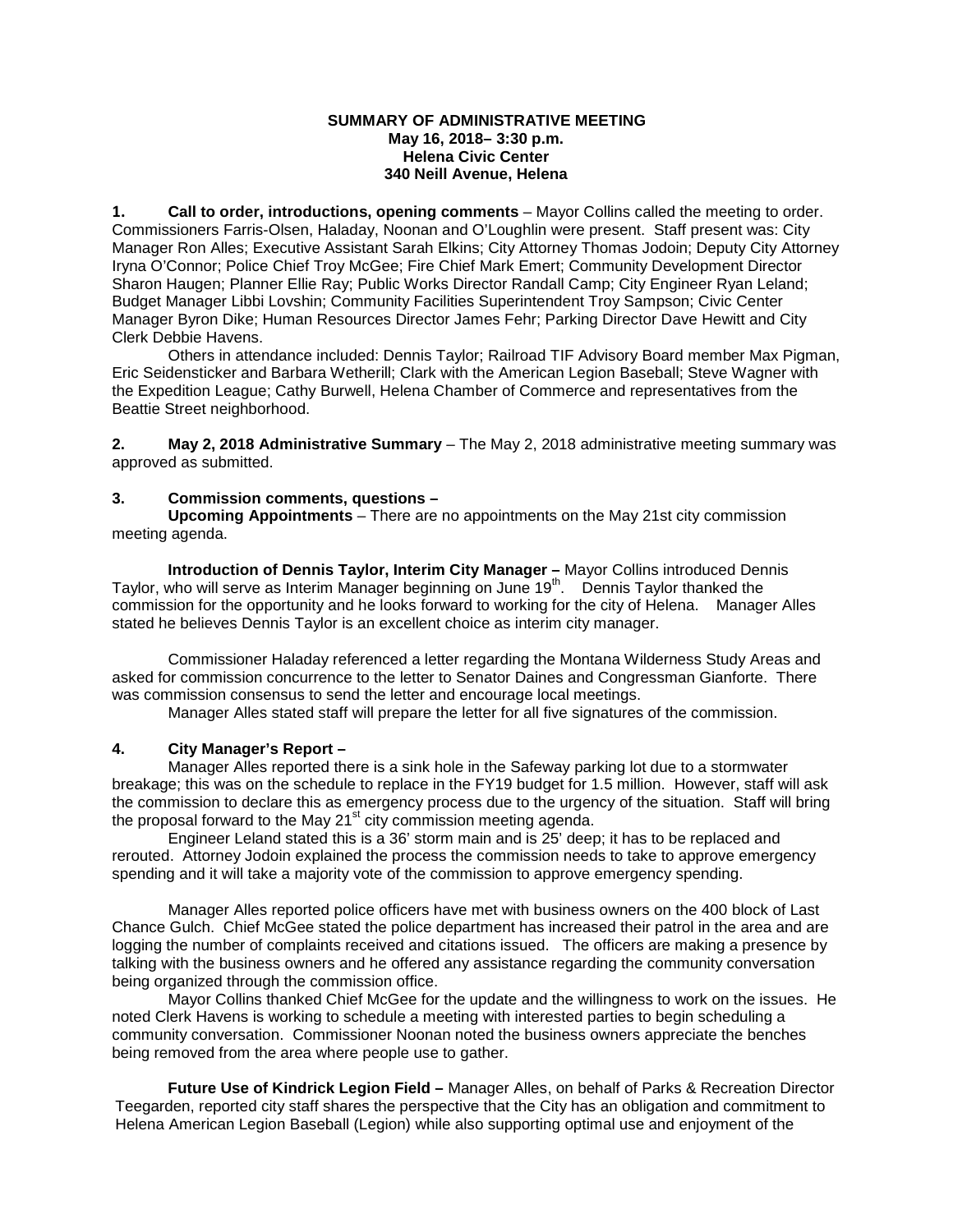**SUMMARY OF ADMINISTRATIVE MEETING**
**May 16, 2018– 3:30 p.m.**
**Helena Civic Center**
**340 Neill Avenue, Helena**

**1. Call to order, introductions, opening comments** – Mayor Collins called the meeting to order. Commissioners Farris-Olsen, Haladay, Noonan and O'Loughlin were present. Staff present was: City Manager Ron Alles; Executive Assistant Sarah Elkins; City Attorney Thomas Jodoin; Deputy City Attorney Iryna O'Connor; Police Chief Troy McGee; Fire Chief Mark Emert; Community Development Director Sharon Haugen; Planner Ellie Ray; Public Works Director Randall Camp; City Engineer Ryan Leland; Budget Manager Libbi Lovshin; Community Facilities Superintendent Troy Sampson; Civic Center Manager Byron Dike; Human Resources Director James Fehr; Parking Director Dave Hewitt and City Clerk Debbie Havens.

Others in attendance included: Dennis Taylor; Railroad TIF Advisory Board member Max Pigman, Eric Seidensticker and Barbara Wetherill; Clark with the American Legion Baseball; Steve Wagner with the Expedition League; Cathy Burwell, Helena Chamber of Commerce and representatives from the Beattie Street neighborhood.

**2. May 2, 2018 Administrative Summary** – The May 2, 2018 administrative meeting summary was approved as submitted.

**3. Commission comments, questions –**

**Upcoming Appointments** – There are no appointments on the May 21st city commission meeting agenda.

**Introduction of Dennis Taylor, Interim City Manager –** Mayor Collins introduced Dennis Taylor, who will serve as Interim Manager beginning on June 19th. Dennis Taylor thanked the commission for the opportunity and he looks forward to working for the city of Helena. Manager Alles stated he believes Dennis Taylor is an excellent choice as interim city manager.

Commissioner Haladay referenced a letter regarding the Montana Wilderness Study Areas and asked for commission concurrence to the letter to Senator Daines and Congressman Gianforte. There was commission consensus to send the letter and encourage local meetings.

Manager Alles stated staff will prepare the letter for all five signatures of the commission.

**4. City Manager's Report –**

Manager Alles reported there is a sink hole in the Safeway parking lot due to a stormwater breakage; this was on the schedule to replace in the FY19 budget for 1.5 million. However, staff will ask the commission to declare this as emergency process due to the urgency of the situation. Staff will bring the proposal forward to the May 21st city commission meeting agenda.

Engineer Leland stated this is a 36' storm main and is 25' deep; it has to be replaced and rerouted. Attorney Jodoin explained the process the commission needs to take to approve emergency spending and it will take a majority vote of the commission to approve emergency spending.

Manager Alles reported police officers have met with business owners on the 400 block of Last Chance Gulch. Chief McGee stated the police department has increased their patrol in the area and are logging the number of complaints received and citations issued. The officers are making a presence by talking with the business owners and he offered any assistance regarding the community conversation being organized through the commission office.

Mayor Collins thanked Chief McGee for the update and the willingness to work on the issues. He noted Clerk Havens is working to schedule a meeting with interested parties to begin scheduling a community conversation. Commissioner Noonan noted the business owners appreciate the benches being removed from the area where people use to gather.

**Future Use of Kindrick Legion Field –** Manager Alles, on behalf of Parks & Recreation Director Teegarden, reported city staff shares the perspective that the City has an obligation and commitment to Helena American Legion Baseball (Legion) while also supporting optimal use and enjoyment of the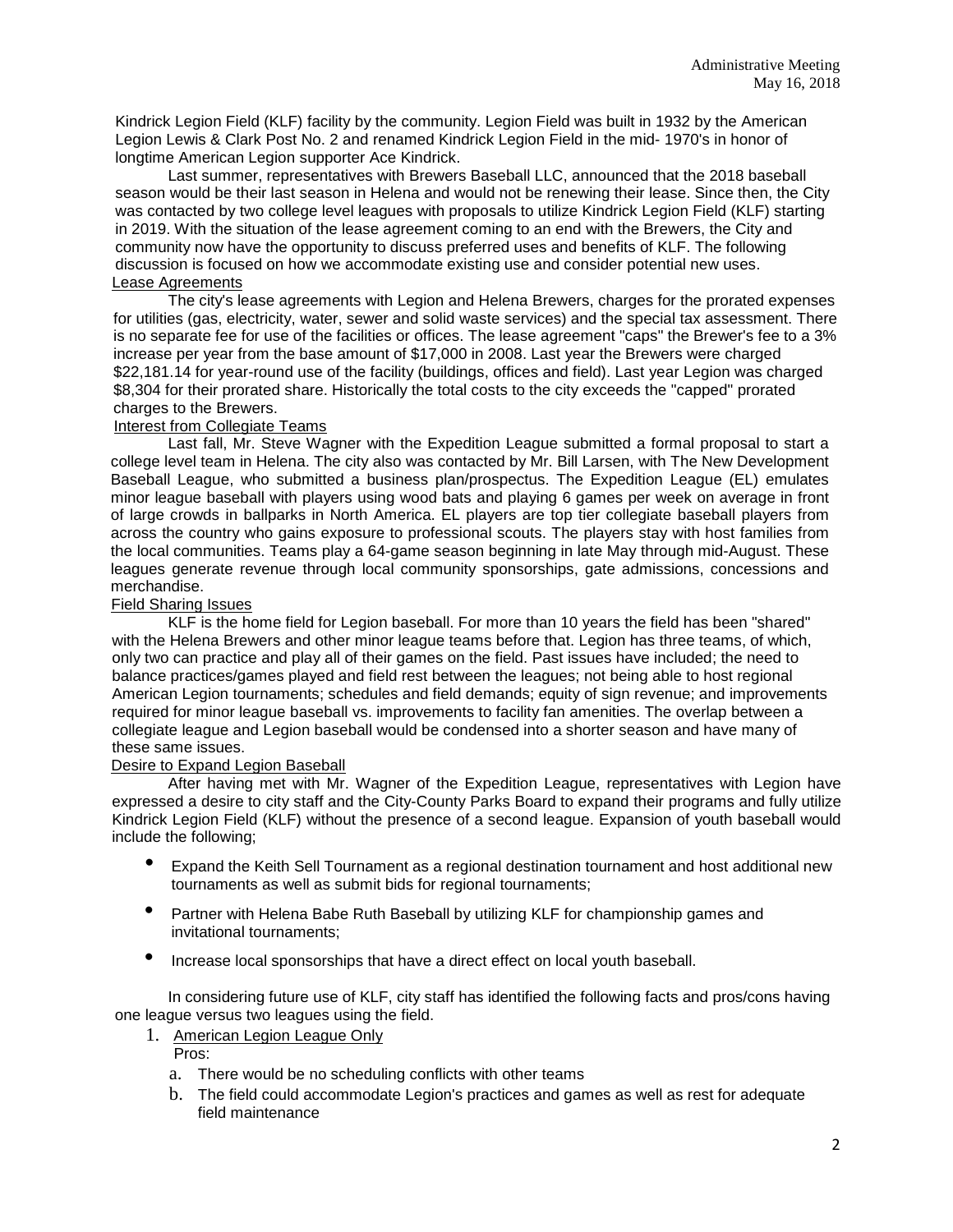Kindrick Legion Field (KLF) facility by the community. Legion Field was built in 1932 by the American Legion Lewis & Clark Post No. 2 and renamed Kindrick Legion Field in the mid- 1970's in honor of longtime American Legion supporter Ace Kindrick.

Last summer, representatives with Brewers Baseball LLC, announced that the 2018 baseball season would be their last season in Helena and would not be renewing their lease. Since then, the City was contacted by two college level leagues with proposals to utilize Kindrick Legion Field (KLF) starting in 2019. With the situation of the lease agreement coming to an end with the Brewers, the City and community now have the opportunity to discuss preferred uses and benefits of KLF. The following discussion is focused on how we accommodate existing use and consider potential new uses.

Lease Agreements

The city's lease agreements with Legion and Helena Brewers, charges for the prorated expenses for utilities (gas, electricity, water, sewer and solid waste services) and the special tax assessment. There is no separate fee for use of the facilities or offices. The lease agreement "caps" the Brewer's fee to a 3% increase per year from the base amount of $17,000 in 2008. Last year the Brewers were charged $22,181.14 for year-round use of the facility (buildings, offices and field). Last year Legion was charged $8,304 for their prorated share. Historically the total costs to the city exceeds the "capped" prorated charges to the Brewers.

Interest from Collegiate Teams

Last fall, Mr. Steve Wagner with the Expedition League submitted a formal proposal to start a college level team in Helena. The city also was contacted by Mr. Bill Larsen, with The New Development Baseball League, who submitted a business plan/prospectus. The Expedition League (EL) emulates minor league baseball with players using wood bats and playing 6 games per week on average in front of large crowds in ballparks in North America. EL players are top tier collegiate baseball players from across the country who gains exposure to professional scouts. The players stay with host families from the local communities. Teams play a 64-game season beginning in late May through mid-August. These leagues generate revenue through local community sponsorships, gate admissions, concessions and merchandise.

Field Sharing Issues

KLF is the home field for Legion baseball. For more than 10 years the field has been "shared" with the Helena Brewers and other minor league teams before that. Legion has three teams, of which, only two can practice and play all of their games on the field. Past issues have included; the need to balance practices/games played and field rest between the leagues; not being able to host regional American Legion tournaments; schedules and field demands; equity of sign revenue; and improvements required for minor league baseball vs. improvements to facility fan amenities. The overlap between a collegiate league and Legion baseball would be condensed into a shorter season and have many of these same issues.

Desire to Expand Legion Baseball

After having met with Mr. Wagner of the Expedition League, representatives with Legion have expressed a desire to city staff and the City-County Parks Board to expand their programs and fully utilize Kindrick Legion Field (KLF) without the presence of a second league. Expansion of youth baseball would include the following;

- Expand the Keith Sell Tournament as a regional destination tournament and host additional new tournaments as well as submit bids for regional tournaments;
- Partner with Helena Babe Ruth Baseball by utilizing KLF for championship games and invitational tournaments;
- Increase local sponsorships that have a direct effect on local youth baseball.

In considering future use of KLF, city staff has identified the following facts and pros/cons having one league versus two leagues using the field.

1. American Legion League Only

   Pros:

   a. There would be no scheduling conflicts with other teams
   b. The field could accommodate Legion's practices and games as well as rest for adequate field maintenance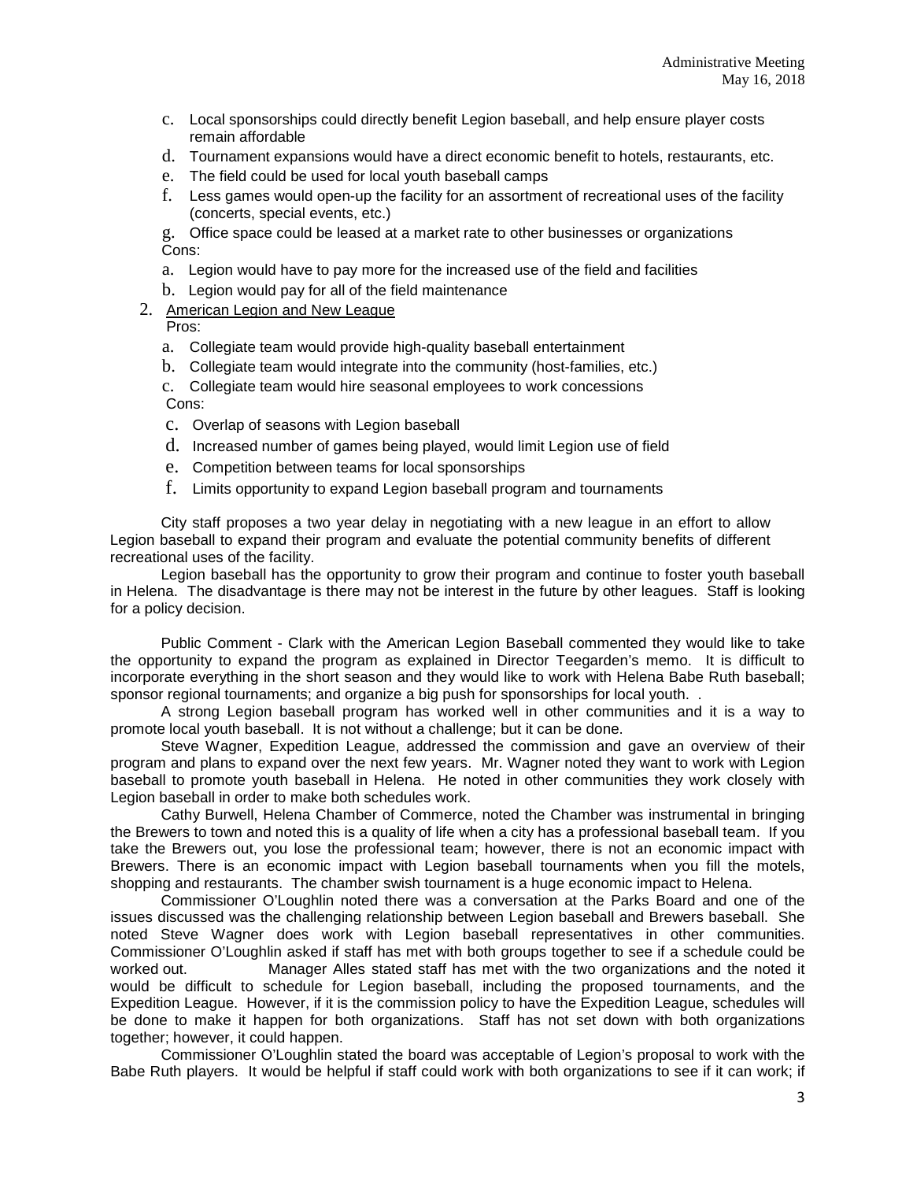c. Local sponsorships could directly benefit Legion baseball, and help ensure player costs remain affordable
d. Tournament expansions would have a direct economic benefit to hotels, restaurants, etc.
e. The field could be used for local youth baseball camps
f. Less games would open-up the facility for an assortment of recreational uses of the facility (concerts, special events, etc.)
g. Office space could be leased at a market rate to other businesses or organizations

Cons:

a. Legion would have to pay more for the increased use of the field and facilities
b. Legion would pay for all of the field maintenance

2. American Legion and New League

Pros:

a. Collegiate team would provide high-quality baseball entertainment
b. Collegiate team would integrate into the community (host-families, etc.)
c. Collegiate team would hire seasonal employees to work concessions

Cons:

c. Overlap of seasons with Legion baseball
d. Increased number of games being played, would limit Legion use of field
e. Competition between teams for local sponsorships
f. Limits opportunity to expand Legion baseball program and tournaments

City staff proposes a two year delay in negotiating with a new league in an effort to allow Legion baseball to expand their program and evaluate the potential community benefits of different recreational uses of the facility.

Legion baseball has the opportunity to grow their program and continue to foster youth baseball in Helena. The disadvantage is there may not be interest in the future by other leagues. Staff is looking for a policy decision.

Public Comment - Clark with the American Legion Baseball commented they would like to take the opportunity to expand the program as explained in Director Teegarden's memo. It is difficult to incorporate everything in the short season and they would like to work with Helena Babe Ruth baseball; sponsor regional tournaments; and organize a big push for sponsorships for local youth. .

A strong Legion baseball program has worked well in other communities and it is a way to promote local youth baseball. It is not without a challenge; but it can be done.

Steve Wagner, Expedition League, addressed the commission and gave an overview of their program and plans to expand over the next few years. Mr. Wagner noted they want to work with Legion baseball to promote youth baseball in Helena. He noted in other communities they work closely with Legion baseball in order to make both schedules work.

Cathy Burwell, Helena Chamber of Commerce, noted the Chamber was instrumental in bringing the Brewers to town and noted this is a quality of life when a city has a professional baseball team. If you take the Brewers out, you lose the professional team; however, there is not an economic impact with Brewers. There is an economic impact with Legion baseball tournaments when you fill the motels, shopping and restaurants. The chamber swish tournament is a huge economic impact to Helena.

Commissioner O'Loughlin noted there was a conversation at the Parks Board and one of the issues discussed was the challenging relationship between Legion baseball and Brewers baseball. She noted Steve Wagner does work with Legion baseball representatives in other communities. Commissioner O'Loughlin asked if staff has met with both groups together to see if a schedule could be worked out. Manager Alles stated staff has met with the two organizations and the noted it would be difficult to schedule for Legion baseball, including the proposed tournaments, and the Expedition League. However, if it is the commission policy to have the Expedition League, schedules will be done to make it happen for both organizations. Staff has not set down with both organizations together; however, it could happen.

Commissioner O'Loughlin stated the board was acceptable of Legion's proposal to work with the Babe Ruth players. It would be helpful if staff could work with both organizations to see if it can work; if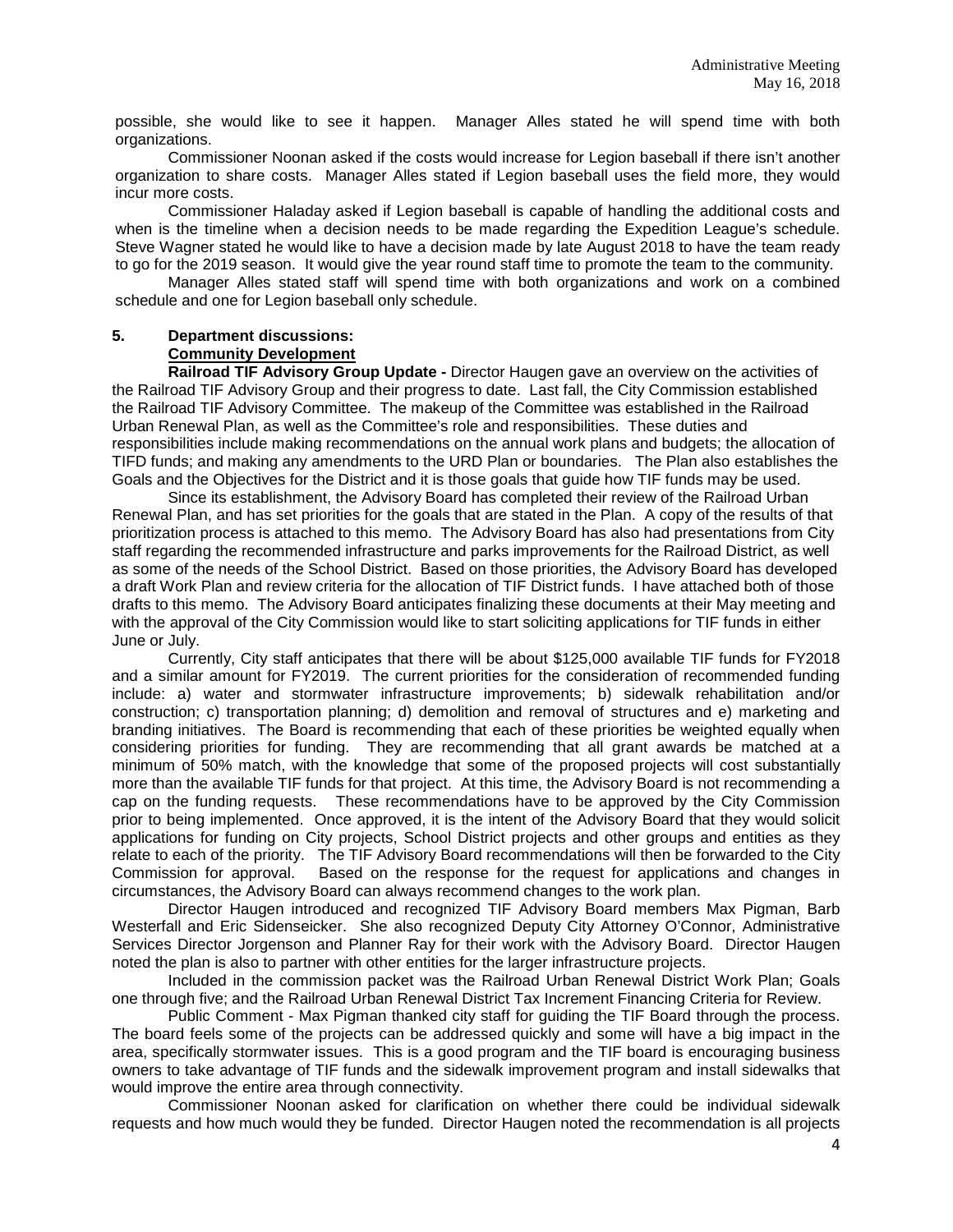possible, she would like to see it happen. Manager Alles stated he will spend time with both organizations.

Commissioner Noonan asked if the costs would increase for Legion baseball if there isn't another organization to share costs. Manager Alles stated if Legion baseball uses the field more, they would incur more costs.

Commissioner Haladay asked if Legion baseball is capable of handling the additional costs and when is the timeline when a decision needs to be made regarding the Expedition League's schedule. Steve Wagner stated he would like to have a decision made by late August 2018 to have the team ready to go for the 2019 season. It would give the year round staff time to promote the team to the community.

Manager Alles stated staff will spend time with both organizations and work on a combined schedule and one for Legion baseball only schedule.

**5. Department discussions:**

**Community Development**

**Railroad TIF Advisory Group Update -** Director Haugen gave an overview on the activities of the Railroad TIF Advisory Group and their progress to date. Last fall, the City Commission established the Railroad TIF Advisory Committee. The makeup of the Committee was established in the Railroad Urban Renewal Plan, as well as the Committee's role and responsibilities. These duties and responsibilities include making recommendations on the annual work plans and budgets; the allocation of TIFD funds; and making any amendments to the URD Plan or boundaries. The Plan also establishes the Goals and the Objectives for the District and it is those goals that guide how TIF funds may be used.

Since its establishment, the Advisory Board has completed their review of the Railroad Urban Renewal Plan, and has set priorities for the goals that are stated in the Plan. A copy of the results of that prioritization process is attached to this memo. The Advisory Board has also had presentations from City staff regarding the recommended infrastructure and parks improvements for the Railroad District, as well as some of the needs of the School District. Based on those priorities, the Advisory Board has developed a draft Work Plan and review criteria for the allocation of TIF District funds. I have attached both of those drafts to this memo. The Advisory Board anticipates finalizing these documents at their May meeting and with the approval of the City Commission would like to start soliciting applications for TIF funds in either June or July.

Currently, City staff anticipates that there will be about $125,000 available TIF funds for FY2018 and a similar amount for FY2019. The current priorities for the consideration of recommended funding include: a) water and stormwater infrastructure improvements; b) sidewalk rehabilitation and/or construction; c) transportation planning; d) demolition and removal of structures and e) marketing and branding initiatives. The Board is recommending that each of these priorities be weighted equally when considering priorities for funding. They are recommending that all grant awards be matched at a minimum of 50% match, with the knowledge that some of the proposed projects will cost substantially more than the available TIF funds for that project. At this time, the Advisory Board is not recommending a cap on the funding requests. These recommendations have to be approved by the City Commission prior to being implemented. Once approved, it is the intent of the Advisory Board that they would solicit applications for funding on City projects, School District projects and other groups and entities as they relate to each of the priority. The TIF Advisory Board recommendations will then be forwarded to the City Commission for approval. Based on the response for the request for applications and changes in circumstances, the Advisory Board can always recommend changes to the work plan.

Director Haugen introduced and recognized TIF Advisory Board members Max Pigman, Barb Westerfall and Eric Sidenseicker. She also recognized Deputy City Attorney O'Connor, Administrative Services Director Jorgenson and Planner Ray for their work with the Advisory Board. Director Haugen noted the plan is also to partner with other entities for the larger infrastructure projects.

Included in the commission packet was the Railroad Urban Renewal District Work Plan; Goals one through five; and the Railroad Urban Renewal District Tax Increment Financing Criteria for Review.

Public Comment - Max Pigman thanked city staff for guiding the TIF Board through the process. The board feels some of the projects can be addressed quickly and some will have a big impact in the area, specifically stormwater issues. This is a good program and the TIF board is encouraging business owners to take advantage of TIF funds and the sidewalk improvement program and install sidewalks that would improve the entire area through connectivity.

Commissioner Noonan asked for clarification on whether there could be individual sidewalk requests and how much would they be funded. Director Haugen noted the recommendation is all projects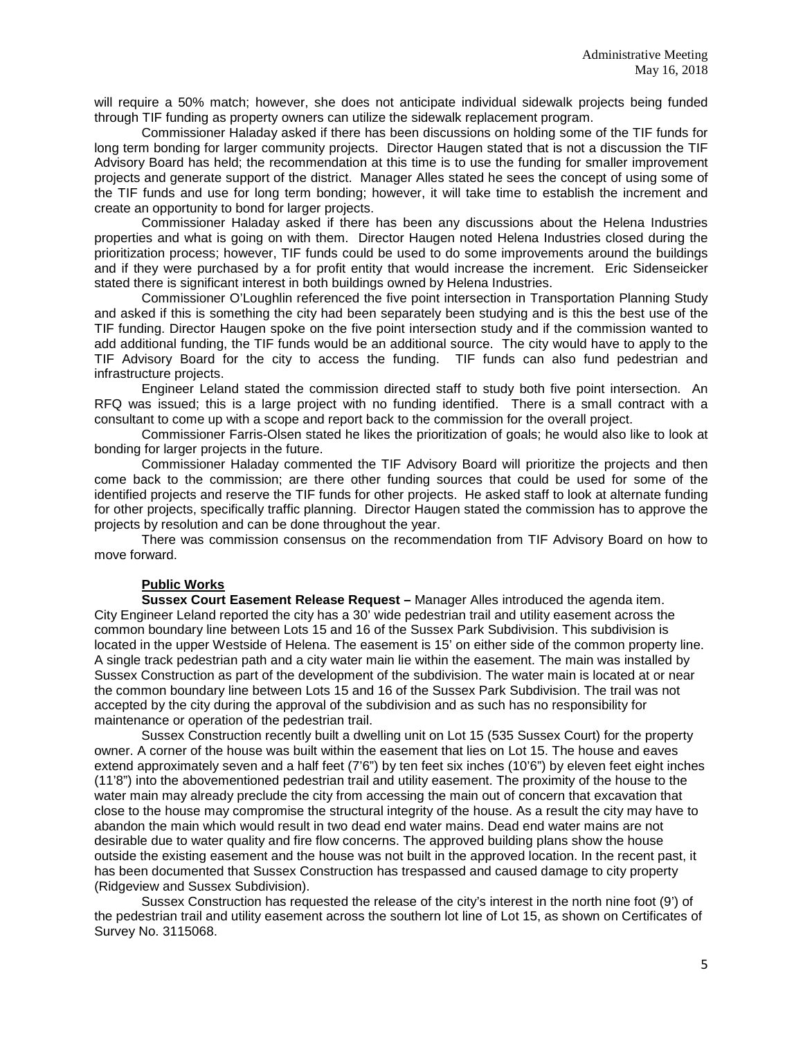will require a 50% match; however, she does not anticipate individual sidewalk projects being funded through TIF funding as property owners can utilize the sidewalk replacement program.

Commissioner Haladay asked if there has been discussions on holding some of the TIF funds for long term bonding for larger community projects. Director Haugen stated that is not a discussion the TIF Advisory Board has held; the recommendation at this time is to use the funding for smaller improvement projects and generate support of the district. Manager Alles stated he sees the concept of using some of the TIF funds and use for long term bonding; however, it will take time to establish the increment and create an opportunity to bond for larger projects.

Commissioner Haladay asked if there has been any discussions about the Helena Industries properties and what is going on with them. Director Haugen noted Helena Industries closed during the prioritization process; however, TIF funds could be used to do some improvements around the buildings and if they were purchased by a for profit entity that would increase the increment. Eric Sidenseicker stated there is significant interest in both buildings owned by Helena Industries.

Commissioner O'Loughlin referenced the five point intersection in Transportation Planning Study and asked if this is something the city had been separately been studying and is this the best use of the TIF funding. Director Haugen spoke on the five point intersection study and if the commission wanted to add additional funding, the TIF funds would be an additional source. The city would have to apply to the TIF Advisory Board for the city to access the funding. TIF funds can also fund pedestrian and infrastructure projects.

Engineer Leland stated the commission directed staff to study both five point intersection. An RFQ was issued; this is a large project with no funding identified. There is a small contract with a consultant to come up with a scope and report back to the commission for the overall project.

Commissioner Farris-Olsen stated he likes the prioritization of goals; he would also like to look at bonding for larger projects in the future.

Commissioner Haladay commented the TIF Advisory Board will prioritize the projects and then come back to the commission; are there other funding sources that could be used for some of the identified projects and reserve the TIF funds for other projects. He asked staff to look at alternate funding for other projects, specifically traffic planning. Director Haugen stated the commission has to approve the projects by resolution and can be done throughout the year.

There was commission consensus on the recommendation from TIF Advisory Board on how to move forward.

**Public Works**

**Sussex Court Easement Release Request –** Manager Alles introduced the agenda item. City Engineer Leland reported the city has a 30' wide pedestrian trail and utility easement across the common boundary line between Lots 15 and 16 of the Sussex Park Subdivision. This subdivision is located in the upper Westside of Helena. The easement is 15' on either side of the common property line. A single track pedestrian path and a city water main lie within the easement. The main was installed by Sussex Construction as part of the development of the subdivision. The water main is located at or near the common boundary line between Lots 15 and 16 of the Sussex Park Subdivision. The trail was not accepted by the city during the approval of the subdivision and as such has no responsibility for maintenance or operation of the pedestrian trail.

Sussex Construction recently built a dwelling unit on Lot 15 (535 Sussex Court) for the property owner. A corner of the house was built within the easement that lies on Lot 15. The house and eaves extend approximately seven and a half feet (7'6") by ten feet six inches (10'6") by eleven feet eight inches (11'8") into the abovementioned pedestrian trail and utility easement. The proximity of the house to the water main may already preclude the city from accessing the main out of concern that excavation that close to the house may compromise the structural integrity of the house. As a result the city may have to abandon the main which would result in two dead end water mains. Dead end water mains are not desirable due to water quality and fire flow concerns. The approved building plans show the house outside the existing easement and the house was not built in the approved location. In the recent past, it has been documented that Sussex Construction has trespassed and caused damage to city property (Ridgeview and Sussex Subdivision).

Sussex Construction has requested the release of the city's interest in the north nine foot (9') of the pedestrian trail and utility easement across the southern lot line of Lot 15, as shown on Certificates of Survey No. 3115068.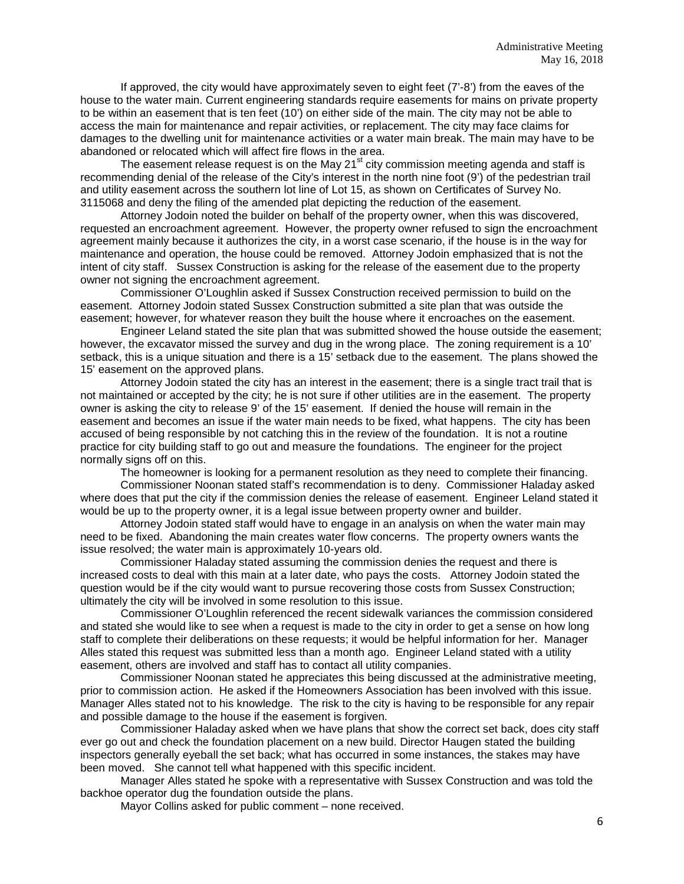If approved, the city would have approximately seven to eight feet (7'-8') from the eaves of the house to the water main. Current engineering standards require easements for mains on private property to be within an easement that is ten feet (10') on either side of the main. The city may not be able to access the main for maintenance and repair activities, or replacement. The city may face claims for damages to the dwelling unit for maintenance activities or a water main break. The main may have to be abandoned or relocated which will affect fire flows in the area.

The easement release request is on the May 21st city commission meeting agenda and staff is recommending denial of the release of the City's interest in the north nine foot (9') of the pedestrian trail and utility easement across the southern lot line of Lot 15, as shown on Certificates of Survey No. 3115068 and deny the filing of the amended plat depicting the reduction of the easement.

Attorney Jodoin noted the builder on behalf of the property owner, when this was discovered, requested an encroachment agreement. However, the property owner refused to sign the encroachment agreement mainly because it authorizes the city, in a worst case scenario, if the house is in the way for maintenance and operation, the house could be removed. Attorney Jodoin emphasized that is not the intent of city staff. Sussex Construction is asking for the release of the easement due to the property owner not signing the encroachment agreement.

Commissioner O'Loughlin asked if Sussex Construction received permission to build on the easement. Attorney Jodoin stated Sussex Construction submitted a site plan that was outside the easement; however, for whatever reason they built the house where it encroaches on the easement.

Engineer Leland stated the site plan that was submitted showed the house outside the easement; however, the excavator missed the survey and dug in the wrong place. The zoning requirement is a 10' setback, this is a unique situation and there is a 15' setback due to the easement. The plans showed the 15' easement on the approved plans.

Attorney Jodoin stated the city has an interest in the easement; there is a single tract trail that is not maintained or accepted by the city; he is not sure if other utilities are in the easement. The property owner is asking the city to release 9' of the 15' easement. If denied the house will remain in the easement and becomes an issue if the water main needs to be fixed, what happens. The city has been accused of being responsible by not catching this in the review of the foundation. It is not a routine practice for city building staff to go out and measure the foundations. The engineer for the project normally signs off on this.

The homeowner is looking for a permanent resolution as they need to complete their financing.

Commissioner Noonan stated staff's recommendation is to deny. Commissioner Haladay asked where does that put the city if the commission denies the release of easement. Engineer Leland stated it would be up to the property owner, it is a legal issue between property owner and builder.

Attorney Jodoin stated staff would have to engage in an analysis on when the water main may need to be fixed. Abandoning the main creates water flow concerns. The property owners wants the issue resolved; the water main is approximately 10-years old.

Commissioner Haladay stated assuming the commission denies the request and there is increased costs to deal with this main at a later date, who pays the costs. Attorney Jodoin stated the question would be if the city would want to pursue recovering those costs from Sussex Construction; ultimately the city will be involved in some resolution to this issue.

Commissioner O'Loughlin referenced the recent sidewalk variances the commission considered and stated she would like to see when a request is made to the city in order to get a sense on how long staff to complete their deliberations on these requests; it would be helpful information for her. Manager Alles stated this request was submitted less than a month ago. Engineer Leland stated with a utility easement, others are involved and staff has to contact all utility companies.

Commissioner Noonan stated he appreciates this being discussed at the administrative meeting, prior to commission action. He asked if the Homeowners Association has been involved with this issue. Manager Alles stated not to his knowledge. The risk to the city is having to be responsible for any repair and possible damage to the house if the easement is forgiven.

Commissioner Haladay asked when we have plans that show the correct set back, does city staff ever go out and check the foundation placement on a new build. Director Haugen stated the building inspectors generally eyeball the set back; what has occurred in some instances, the stakes may have been moved. She cannot tell what happened with this specific incident.

Manager Alles stated he spoke with a representative with Sussex Construction and was told the backhoe operator dug the foundation outside the plans.

Mayor Collins asked for public comment – none received.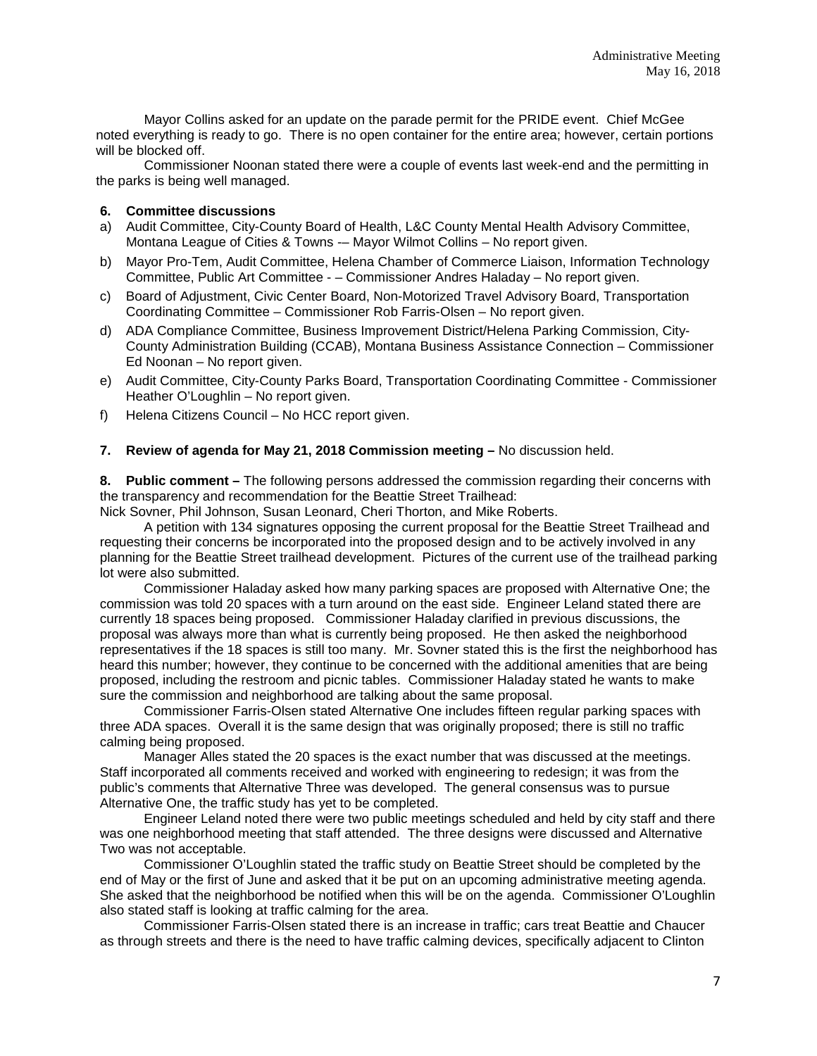Mayor Collins asked for an update on the parade permit for the PRIDE event. Chief McGee noted everything is ready to go. There is no open container for the entire area; however, certain portions will be blocked off.

Commissioner Noonan stated there were a couple of events last week-end and the permitting in the parks is being well managed.

**6. Committee discussions**

a) Audit Committee, City-County Board of Health, L&C County Mental Health Advisory Committee, Montana League of Cities & Towns -– Mayor Wilmot Collins – No report given.

b) Mayor Pro-Tem, Audit Committee, Helena Chamber of Commerce Liaison, Information Technology Committee, Public Art Committee - – Commissioner Andres Haladay – No report given.

c) Board of Adjustment, Civic Center Board, Non-Motorized Travel Advisory Board, Transportation Coordinating Committee – Commissioner Rob Farris-Olsen – No report given.

d) ADA Compliance Committee, Business Improvement District/Helena Parking Commission, City-County Administration Building (CCAB), Montana Business Assistance Connection – Commissioner Ed Noonan – No report given.

e) Audit Committee, City-County Parks Board, Transportation Coordinating Committee - Commissioner Heather O'Loughlin – No report given.

f) Helena Citizens Council – No HCC report given.

**7. Review of agenda for May 21, 2018 Commission meeting –** No discussion held.

**8. Public comment –** The following persons addressed the commission regarding their concerns with the transparency and recommendation for the Beattie Street Trailhead:
Nick Sovner, Phil Johnson, Susan Leonard, Cheri Thorton, and Mike Roberts.

A petition with 134 signatures opposing the current proposal for the Beattie Street Trailhead and requesting their concerns be incorporated into the proposed design and to be actively involved in any planning for the Beattie Street trailhead development. Pictures of the current use of the trailhead parking lot were also submitted.

Commissioner Haladay asked how many parking spaces are proposed with Alternative One; the commission was told 20 spaces with a turn around on the east side. Engineer Leland stated there are currently 18 spaces being proposed. Commissioner Haladay clarified in previous discussions, the proposal was always more than what is currently being proposed. He then asked the neighborhood representatives if the 18 spaces is still too many. Mr. Sovner stated this is the first the neighborhood has heard this number; however, they continue to be concerned with the additional amenities that are being proposed, including the restroom and picnic tables. Commissioner Haladay stated he wants to make sure the commission and neighborhood are talking about the same proposal.

Commissioner Farris-Olsen stated Alternative One includes fifteen regular parking spaces with three ADA spaces. Overall it is the same design that was originally proposed; there is still no traffic calming being proposed.

Manager Alles stated the 20 spaces is the exact number that was discussed at the meetings. Staff incorporated all comments received and worked with engineering to redesign; it was from the public's comments that Alternative Three was developed. The general consensus was to pursue Alternative One, the traffic study has yet to be completed.

Engineer Leland noted there were two public meetings scheduled and held by city staff and there was one neighborhood meeting that staff attended. The three designs were discussed and Alternative Two was not acceptable.

Commissioner O'Loughlin stated the traffic study on Beattie Street should be completed by the end of May or the first of June and asked that it be put on an upcoming administrative meeting agenda. She asked that the neighborhood be notified when this will be on the agenda. Commissioner O'Loughlin also stated staff is looking at traffic calming for the area.

Commissioner Farris-Olsen stated there is an increase in traffic; cars treat Beattie and Chaucer as through streets and there is the need to have traffic calming devices, specifically adjacent to Clinton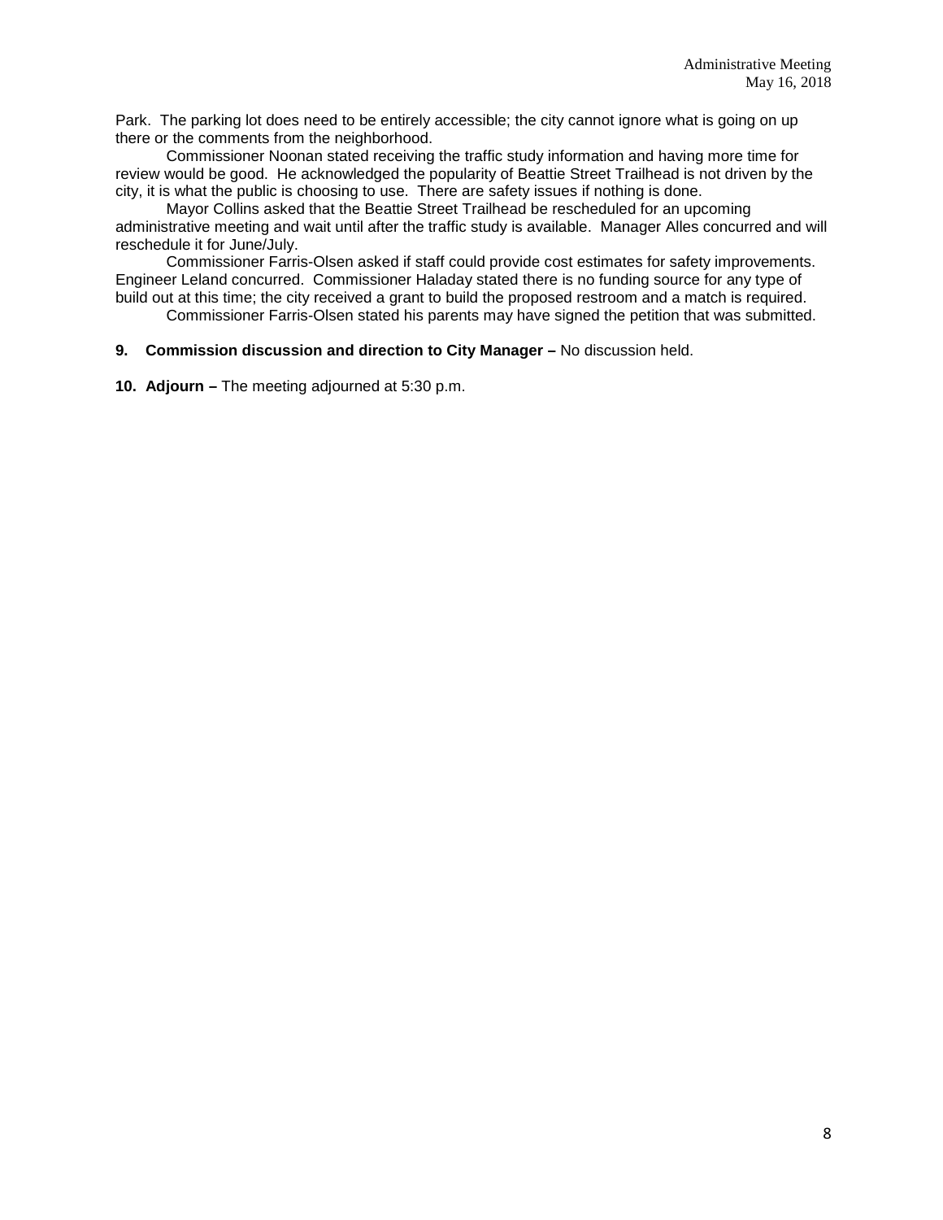Park. The parking lot does need to be entirely accessible; the city cannot ignore what is going on up there or the comments from the neighborhood.

Commissioner Noonan stated receiving the traffic study information and having more time for review would be good. He acknowledged the popularity of Beattie Street Trailhead is not driven by the city, it is what the public is choosing to use. There are safety issues if nothing is done.

Mayor Collins asked that the Beattie Street Trailhead be rescheduled for an upcoming administrative meeting and wait until after the traffic study is available. Manager Alles concurred and will reschedule it for June/July.

Commissioner Farris-Olsen asked if staff could provide cost estimates for safety improvements. Engineer Leland concurred. Commissioner Haladay stated there is no funding source for any type of build out at this time; the city received a grant to build the proposed restroom and a match is required.

Commissioner Farris-Olsen stated his parents may have signed the petition that was submitted.

**9. Commission discussion and direction to City Manager –** No discussion held.

**10. Adjourn –** The meeting adjourned at 5:30 p.m.